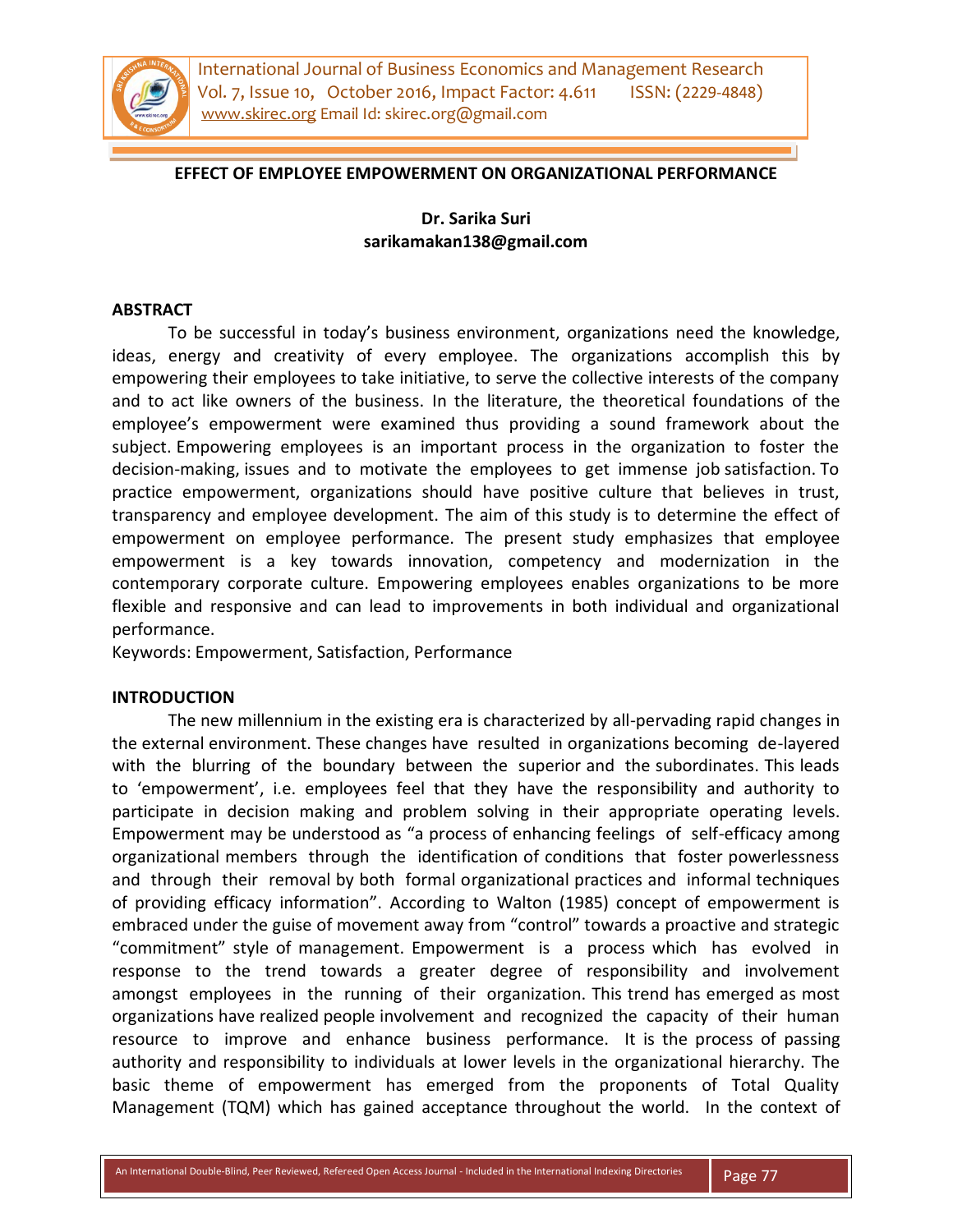# EFFECT OF EMPLOYEE EMPOWERMENT ON ORGANIZATIONAL PERFORMANCE

**Dr. Sarika Suri**
**sarikamakan138@gmail.com**

## ABSTRACT

To be successful in today's business environment, organizations need the knowledge, ideas, energy and creativity of every employee. The organizations accomplish this by empowering their employees to take initiative, to serve the collective interests of the company and to act like owners of the business. In the literature, the theoretical foundations of the employee's empowerment were examined thus providing a sound framework about the subject. Empowering employees is an important process in the organization to foster the decision-making, issues and to motivate the employees to get immense job satisfaction. To practice empowerment, organizations should have positive culture that believes in trust, transparency and employee development. The aim of this study is to determine the effect of empowerment on employee performance. The present study emphasizes that employee empowerment is a key towards innovation, competency and modernization in the contemporary corporate culture. Empowering employees enables organizations to be more flexible and responsive and can lead to improvements in both individual and organizational performance.

Keywords: Empowerment, Satisfaction, Performance

## INTRODUCTION

The new millennium in the existing era is characterized by all-pervading rapid changes in the external environment. These changes have resulted in organizations becoming de-layered with the blurring of the boundary between the superior and the subordinates. This leads to 'empowerment', i.e. employees feel that they have the responsibility and authority to participate in decision making and problem solving in their appropriate operating levels. Empowerment may be understood as "a process of enhancing feelings of self-efficacy among organizational members through the identification of conditions that foster powerlessness and through their removal by both formal organizational practices and informal techniques of providing efficacy information". According to Walton (1985) concept of empowerment is embraced under the guise of movement away from "control" towards a proactive and strategic "commitment" style of management. Empowerment is a process which has evolved in response to the trend towards a greater degree of responsibility and involvement amongst employees in the running of their organization. This trend has emerged as most organizations have realized people involvement and recognized the capacity of their human resource to improve and enhance business performance. It is the process of passing authority and responsibility to individuals at lower levels in the organizational hierarchy. The basic theme of empowerment has emerged from the proponents of Total Quality Management (TQM) which has gained acceptance throughout the world. In the context of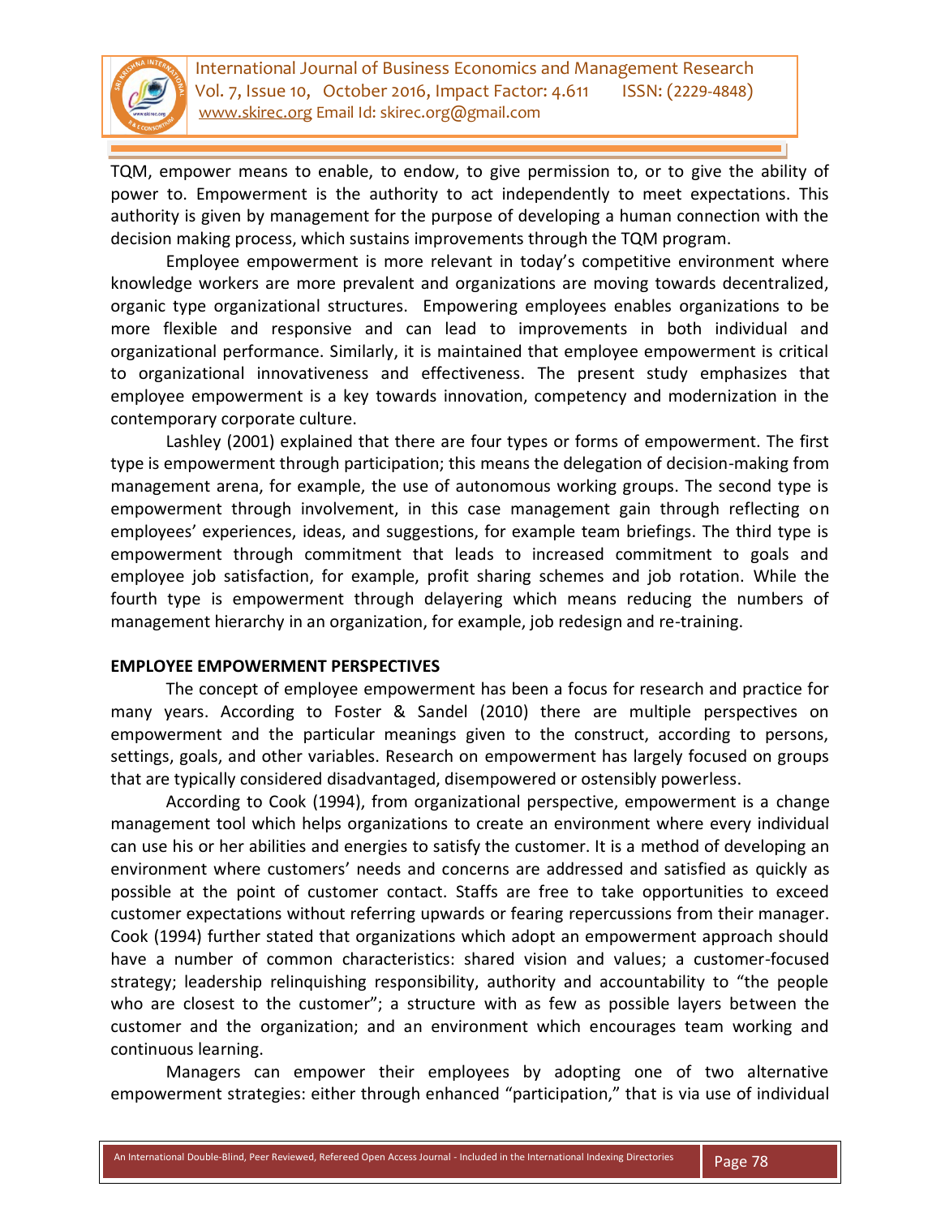TQM, empower means to enable, to endow, to give permission to, or to give the ability of power to. Empowerment is the authority to act independently to meet expectations. This authority is given by management for the purpose of developing a human connection with the decision making process, which sustains improvements through the TQM program.

Employee empowerment is more relevant in today's competitive environment where knowledge workers are more prevalent and organizations are moving towards decentralized, organic type organizational structures. Empowering employees enables organizations to be more flexible and responsive and can lead to improvements in both individual and organizational performance. Similarly, it is maintained that employee empowerment is critical to organizational innovativeness and effectiveness. The present study emphasizes that employee empowerment is a key towards innovation, competency and modernization in the contemporary corporate culture.

Lashley (2001) explained that there are four types or forms of empowerment. The first type is empowerment through participation; this means the delegation of decision-making from management arena, for example, the use of autonomous working groups. The second type is empowerment through involvement, in this case management gain through reflecting on employees' experiences, ideas, and suggestions, for example team briefings. The third type is empowerment through commitment that leads to increased commitment to goals and employee job satisfaction, for example, profit sharing schemes and job rotation. While the fourth type is empowerment through delayering which means reducing the numbers of management hierarchy in an organization, for example, job redesign and re-training.

**EMPLOYEE EMPOWERMENT PERSPECTIVES**

The concept of employee empowerment has been a focus for research and practice for many years. According to Foster & Sandel (2010) there are multiple perspectives on empowerment and the particular meanings given to the construct, according to persons, settings, goals, and other variables. Research on empowerment has largely focused on groups that are typically considered disadvantaged, disempowered or ostensibly powerless.

According to Cook (1994), from organizational perspective, empowerment is a change management tool which helps organizations to create an environment where every individual can use his or her abilities and energies to satisfy the customer. It is a method of developing an environment where customers' needs and concerns are addressed and satisfied as quickly as possible at the point of customer contact. Staffs are free to take opportunities to exceed customer expectations without referring upwards or fearing repercussions from their manager. Cook (1994) further stated that organizations which adopt an empowerment approach should have a number of common characteristics: shared vision and values; a customer-focused strategy; leadership relinquishing responsibility, authority and accountability to "the people who are closest to the customer"; a structure with as few as possible layers between the customer and the organization; and an environment which encourages team working and continuous learning.

Managers can empower their employees by adopting one of two alternative empowerment strategies: either through enhanced "participation," that is via use of individual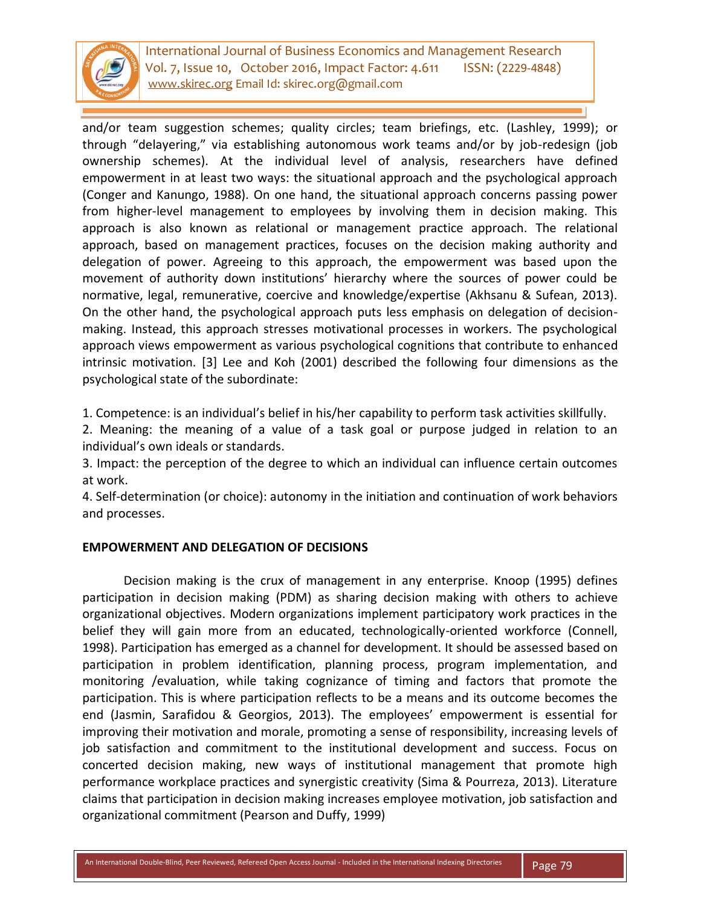and/or team suggestion schemes; quality circles; team briefings, etc. (Lashley, 1999); or through "delayering," via establishing autonomous work teams and/or by job-redesign (job ownership schemes). At the individual level of analysis, researchers have defined empowerment in at least two ways: the situational approach and the psychological approach (Conger and Kanungo, 1988). On one hand, the situational approach concerns passing power from higher-level management to employees by involving them in decision making. This approach is also known as relational or management practice approach. The relational approach, based on management practices, focuses on the decision making authority and delegation of power. Agreeing to this approach, the empowerment was based upon the movement of authority down institutions' hierarchy where the sources of power could be normative, legal, remunerative, coercive and knowledge/expertise (Akhsanu & Sufean, 2013). On the other hand, the psychological approach puts less emphasis on delegation of decision-making. Instead, this approach stresses motivational processes in workers. The psychological approach views empowerment as various psychological cognitions that contribute to enhanced intrinsic motivation. [3] Lee and Koh (2001) described the following four dimensions as the psychological state of the subordinate:

1. Competence: is an individual's belief in his/her capability to perform task activities skillfully.
2. Meaning: the meaning of a value of a task goal or purpose judged in relation to an individual's own ideals or standards.
3. Impact: the perception of the degree to which an individual can influence certain outcomes at work.
4. Self-determination (or choice): autonomy in the initiation and continuation of work behaviors and processes.

**EMPOWERMENT AND DELEGATION OF DECISIONS**

Decision making is the crux of management in any enterprise. Knoop (1995) defines participation in decision making (PDM) as sharing decision making with others to achieve organizational objectives. Modern organizations implement participatory work practices in the belief they will gain more from an educated, technologically-oriented workforce (Connell, 1998). Participation has emerged as a channel for development. It should be assessed based on participation in problem identification, planning process, program implementation, and monitoring /evaluation, while taking cognizance of timing and factors that promote the participation. This is where participation reflects to be a means and its outcome becomes the end (Jasmin, Sarafidou & Georgios, 2013). The employees' empowerment is essential for improving their motivation and morale, promoting a sense of responsibility, increasing levels of job satisfaction and commitment to the institutional development and success. Focus on concerted decision making, new ways of institutional management that promote high performance workplace practices and synergistic creativity (Sima & Pourreza, 2013). Literature claims that participation in decision making increases employee motivation, job satisfaction and organizational commitment (Pearson and Duffy, 1999)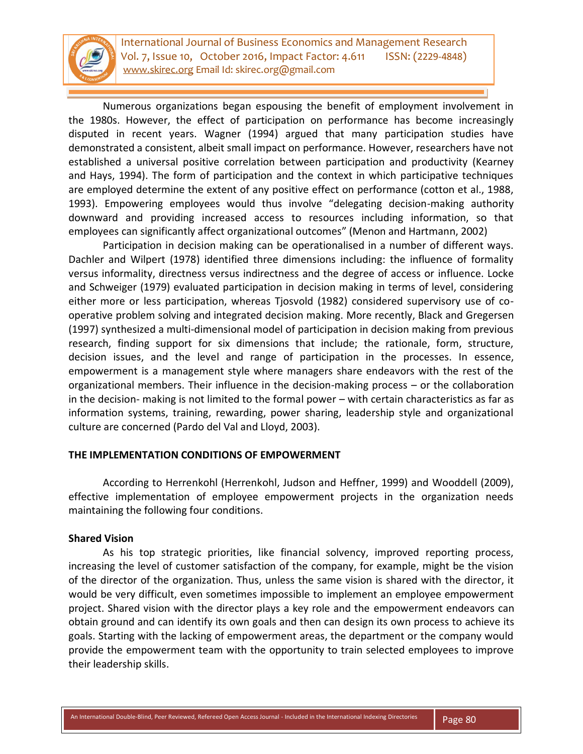Numerous organizations began espousing the benefit of employment involvement in the 1980s. However, the effect of participation on performance has become increasingly disputed in recent years. Wagner (1994) argued that many participation studies have demonstrated a consistent, albeit small impact on performance. However, researchers have not established a universal positive correlation between participation and productivity (Kearney and Hays, 1994). The form of participation and the context in which participative techniques are employed determine the extent of any positive effect on performance (cotton et al., 1988, 1993). Empowering employees would thus involve "delegating decision-making authority downward and providing increased access to resources including information, so that employees can significantly affect organizational outcomes" (Menon and Hartmann, 2002)

Participation in decision making can be operationalised in a number of different ways. Dachler and Wilpert (1978) identified three dimensions including: the influence of formality versus informality, directness versus indirectness and the degree of access or influence. Locke and Schweiger (1979) evaluated participation in decision making in terms of level, considering either more or less participation, whereas Tjosvold (1982) considered supervisory use of co-operative problem solving and integrated decision making. More recently, Black and Gregersen (1997) synthesized a multi-dimensional model of participation in decision making from previous research, finding support for six dimensions that include; the rationale, form, structure, decision issues, and the level and range of participation in the processes. In essence, empowerment is a management style where managers share endeavors with the rest of the organizational members. Their influence in the decision-making process – or the collaboration in the decision- making is not limited to the formal power – with certain characteristics as far as information systems, training, rewarding, power sharing, leadership style and organizational culture are concerned (Pardo del Val and Lloyd, 2003).

## THE IMPLEMENTATION CONDITIONS OF EMPOWERMENT

According to Herrenkohl (Herrenkohl, Judson and Heffner, 1999) and Wooddell (2009), effective implementation of employee empowerment projects in the organization needs maintaining the following four conditions.

### Shared Vision

As his top strategic priorities, like financial solvency, improved reporting process, increasing the level of customer satisfaction of the company, for example, might be the vision of the director of the organization. Thus, unless the same vision is shared with the director, it would be very difficult, even sometimes impossible to implement an employee empowerment project. Shared vision with the director plays a key role and the empowerment endeavors can obtain ground and can identify its own goals and then can design its own process to achieve its goals. Starting with the lacking of empowerment areas, the department or the company would provide the empowerment team with the opportunity to train selected employees to improve their leadership skills.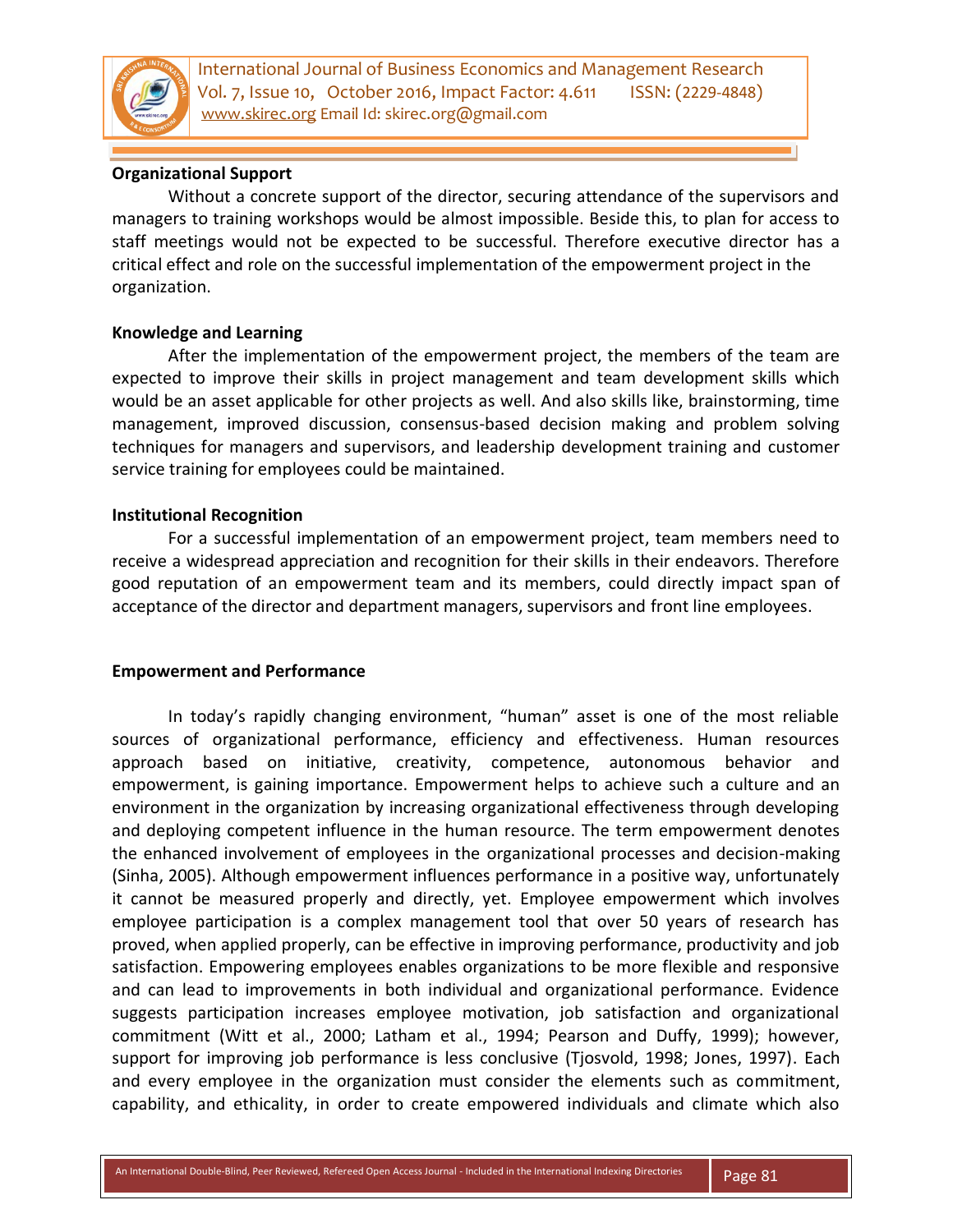**Organizational Support**

Without a concrete support of the director, securing attendance of the supervisors and managers to training workshops would be almost impossible. Beside this, to plan for access to staff meetings would not be expected to be successful. Therefore executive director has a critical effect and role on the successful implementation of the empowerment project in the organization.

**Knowledge and Learning**

After the implementation of the empowerment project, the members of the team are expected to improve their skills in project management and team development skills which would be an asset applicable for other projects as well. And also skills like, brainstorming, time management, improved discussion, consensus-based decision making and problem solving techniques for managers and supervisors, and leadership development training and customer service training for employees could be maintained.

**Institutional Recognition**

For a successful implementation of an empowerment project, team members need to receive a widespread appreciation and recognition for their skills in their endeavors. Therefore good reputation of an empowerment team and its members, could directly impact span of acceptance of the director and department managers, supervisors and front line employees.

**Empowerment and Performance**

In today's rapidly changing environment, "human" asset is one of the most reliable sources of organizational performance, efficiency and effectiveness. Human resources approach based on initiative, creativity, competence, autonomous behavior and empowerment, is gaining importance. Empowerment helps to achieve such a culture and an environment in the organization by increasing organizational effectiveness through developing and deploying competent influence in the human resource. The term empowerment denotes the enhanced involvement of employees in the organizational processes and decision-making (Sinha, 2005). Although empowerment influences performance in a positive way, unfortunately it cannot be measured properly and directly, yet. Employee empowerment which involves employee participation is a complex management tool that over 50 years of research has proved, when applied properly, can be effective in improving performance, productivity and job satisfaction. Empowering employees enables organizations to be more flexible and responsive and can lead to improvements in both individual and organizational performance. Evidence suggests participation increases employee motivation, job satisfaction and organizational commitment (Witt et al., 2000; Latham et al., 1994; Pearson and Duffy, 1999); however, support for improving job performance is less conclusive (Tjosvold, 1998; Jones, 1997). Each and every employee in the organization must consider the elements such as commitment, capability, and ethicality, in order to create empowered individuals and climate which also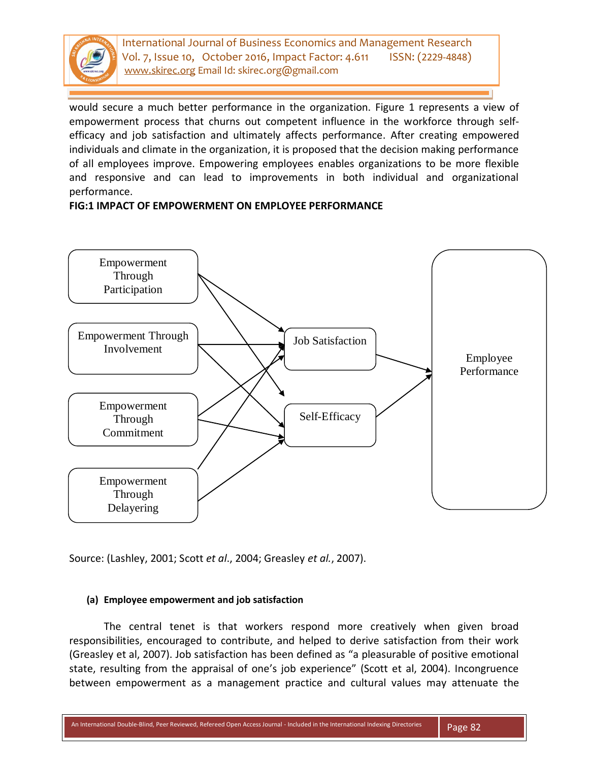would secure a much better performance in the organization. Figure 1 represents a view of empowerment process that churns out competent influence in the workforce through self-efficacy and job satisfaction and ultimately affects performance. After creating empowered individuals and climate in the organization, it is proposed that the decision making performance of all employees improve. Empowering employees enables organizations to be more flexible and responsive and can lead to improvements in both individual and organizational performance.

**FIG:1 IMPACT OF EMPOWERMENT ON EMPLOYEE PERFORMANCE**

Empowerment Through Participation

Empowerment Through Involvement

Empowerment Through Commitment

Empowerment Through Delayering

Job Satisfaction

Self-Efficacy

Employee Performance

Source: (Lashley, 2001; Scott *et al*., 2004; Greasley *et al.*, 2007).

**(a) Employee empowerment and job satisfaction**

The central tenet is that workers respond more creatively when given broad responsibilities, encouraged to contribute, and helped to derive satisfaction from their work (Greasley et al, 2007). Job satisfaction has been defined as "a pleasurable of positive emotional state, resulting from the appraisal of one's job experience" (Scott et al, 2004). Incongruence between empowerment as a management practice and cultural values may attenuate the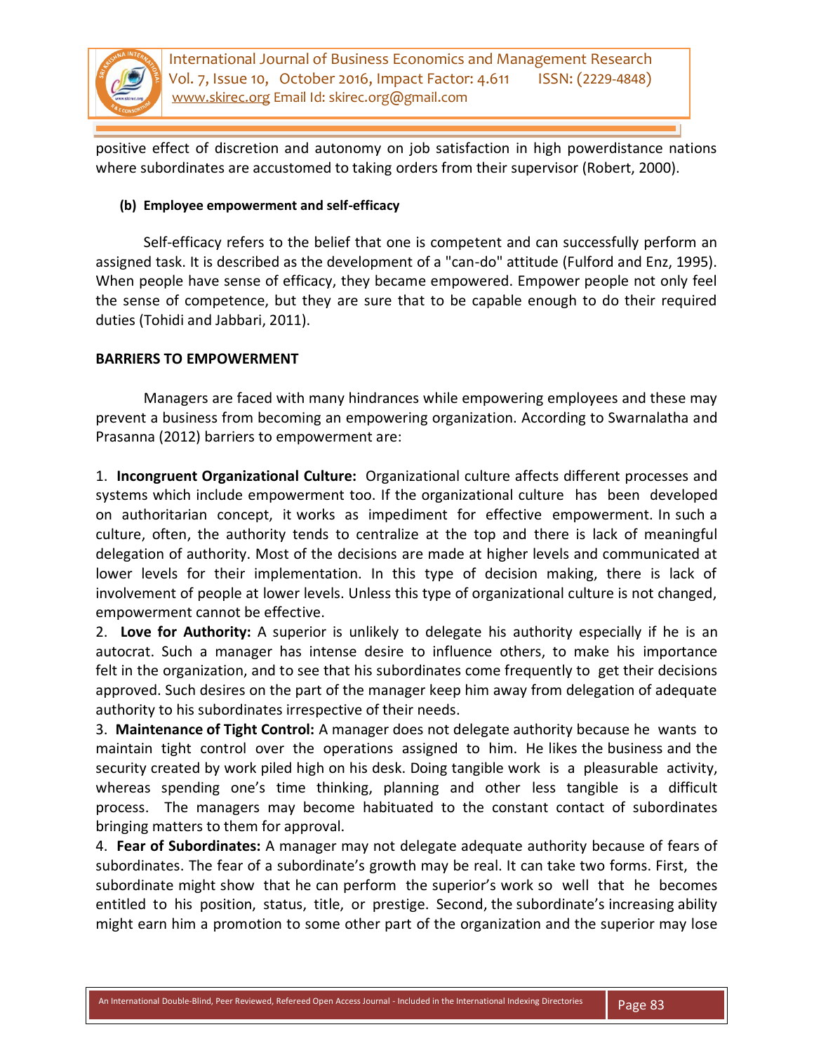positive effect of discretion and autonomy on job satisfaction in high powerdistance nations where subordinates are accustomed to taking orders from their supervisor (Robert, 2000).

#### (b) Employee empowerment and self-efficacy

Self-efficacy refers to the belief that one is competent and can successfully perform an assigned task. It is described as the development of a "can-do" attitude (Fulford and Enz, 1995). When people have sense of efficacy, they became empowered. Empower people not only feel the sense of competence, but they are sure that to be capable enough to do their required duties (Tohidi and Jabbari, 2011).

### BARRIERS TO EMPOWERMENT

Managers are faced with many hindrances while empowering employees and these may prevent a business from becoming an empowering organization. According to Swarnalatha and Prasanna (2012) barriers to empowerment are:

1. **Incongruent Organizational Culture:** Organizational culture affects different processes and systems which include empowerment too. If the organizational culture has been developed on authoritarian concept, it works as impediment for effective empowerment. In such a culture, often, the authority tends to centralize at the top and there is lack of meaningful delegation of authority. Most of the decisions are made at higher levels and communicated at lower levels for their implementation. In this type of decision making, there is lack of involvement of people at lower levels. Unless this type of organizational culture is not changed, empowerment cannot be effective.
2. **Love for Authority:** A superior is unlikely to delegate his authority especially if he is an autocrat. Such a manager has intense desire to influence others, to make his importance felt in the organization, and to see that his subordinates come frequently to get their decisions approved. Such desires on the part of the manager keep him away from delegation of adequate authority to his subordinates irrespective of their needs.
3. **Maintenance of Tight Control:** A manager does not delegate authority because he wants to maintain tight control over the operations assigned to him. He likes the business and the security created by work piled high on his desk. Doing tangible work is a pleasurable activity, whereas spending one's time thinking, planning and other less tangible is a difficult process. The managers may become habituated to the constant contact of subordinates bringing matters to them for approval.
4. **Fear of Subordinates:** A manager may not delegate adequate authority because of fears of subordinates. The fear of a subordinate's growth may be real. It can take two forms. First, the subordinate might show that he can perform the superior's work so well that he becomes entitled to his position, status, title, or prestige. Second, the subordinate's increasing ability might earn him a promotion to some other part of the organization and the superior may lose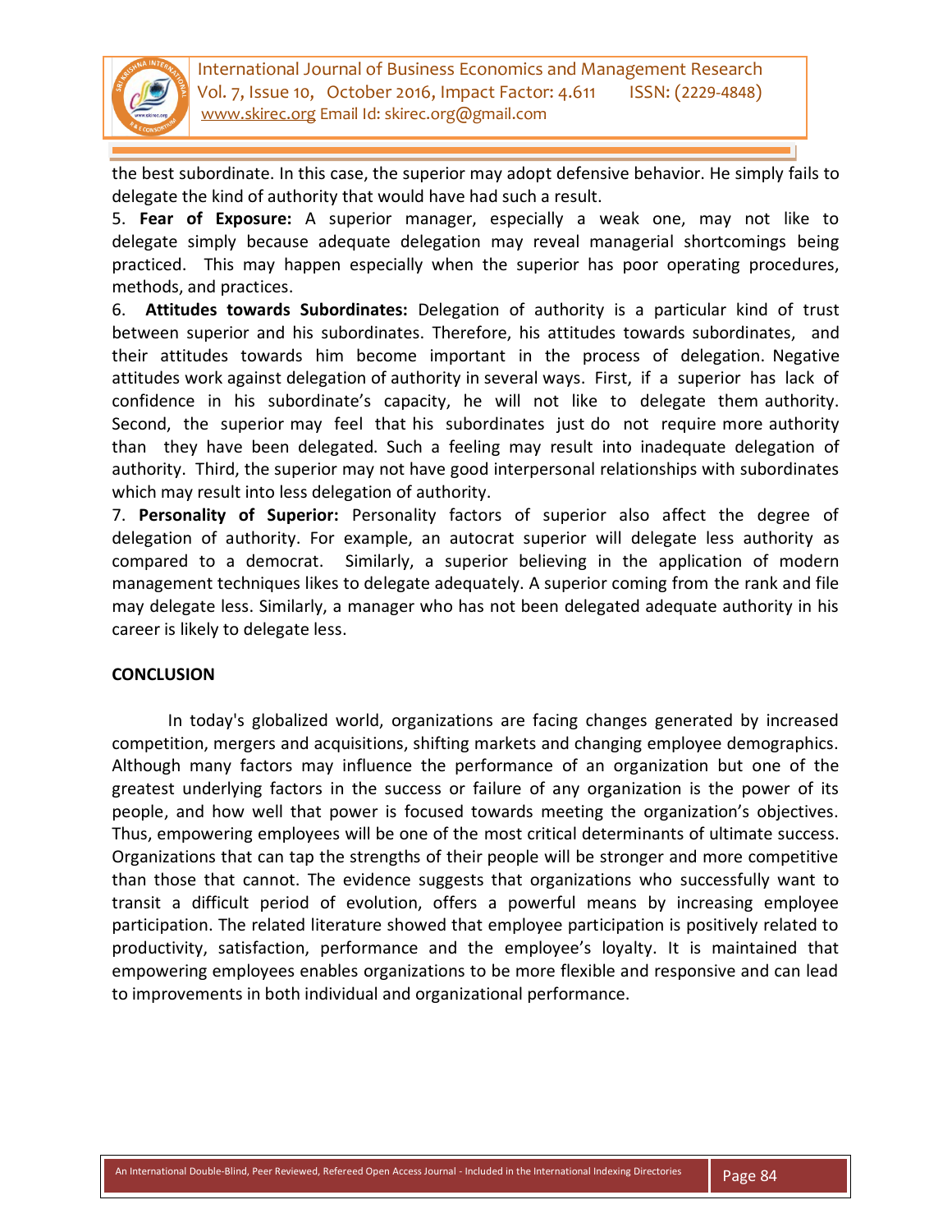the best subordinate. In this case, the superior may adopt defensive behavior. He simply fails to delegate the kind of authority that would have had such a result.

5. **Fear of Exposure:** A superior manager, especially a weak one, may not like to delegate simply because adequate delegation may reveal managerial shortcomings being practiced. This may happen especially when the superior has poor operating procedures, methods, and practices.

6. **Attitudes towards Subordinates:** Delegation of authority is a particular kind of trust between superior and his subordinates. Therefore, his attitudes towards subordinates, and their attitudes towards him become important in the process of delegation. Negative attitudes work against delegation of authority in several ways. First, if a superior has lack of confidence in his subordinate's capacity, he will not like to delegate them authority. Second, the superior may feel that his subordinates just do not require more authority than they have been delegated. Such a feeling may result into inadequate delegation of authority. Third, the superior may not have good interpersonal relationships with subordinates which may result into less delegation of authority.

7. **Personality of Superior:** Personality factors of superior also affect the degree of delegation of authority. For example, an autocrat superior will delegate less authority as compared to a democrat. Similarly, a superior believing in the application of modern management techniques likes to delegate adequately. A superior coming from the rank and file may delegate less. Similarly, a manager who has not been delegated adequate authority in his career is likely to delegate less.

## CONCLUSION

In today's globalized world, organizations are facing changes generated by increased competition, mergers and acquisitions, shifting markets and changing employee demographics. Although many factors may influence the performance of an organization but one of the greatest underlying factors in the success or failure of any organization is the power of its people, and how well that power is focused towards meeting the organization's objectives. Thus, empowering employees will be one of the most critical determinants of ultimate success. Organizations that can tap the strengths of their people will be stronger and more competitive than those that cannot. The evidence suggests that organizations who successfully want to transit a difficult period of evolution, offers a powerful means by increasing employee participation. The related literature showed that employee participation is positively related to productivity, satisfaction, performance and the employee's loyalty. It is maintained that empowering employees enables organizations to be more flexible and responsive and can lead to improvements in both individual and organizational performance.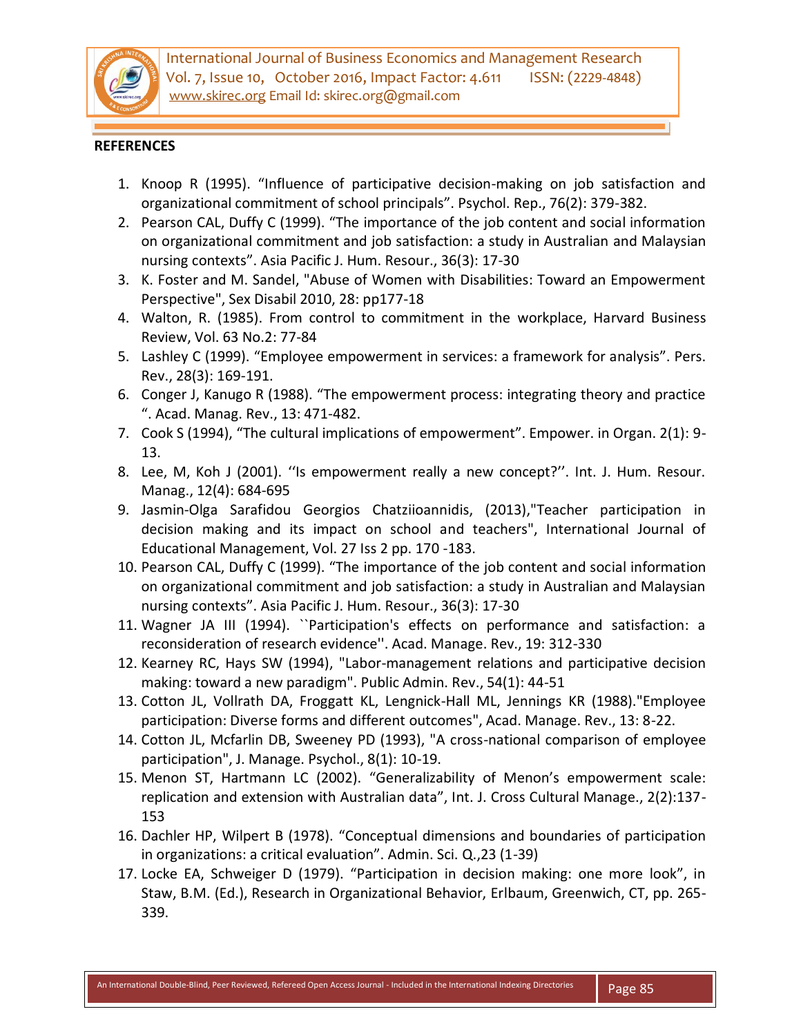## REFERENCES

1. Knoop R (1995). “Influence of participative decision-making on job satisfaction and organizational commitment of school principals”. Psychol. Rep., 76(2): 379-382.
2. Pearson CAL, Duffy C (1999). “The importance of the job content and social information on organizational commitment and job satisfaction: a study in Australian and Malaysian nursing contexts”. Asia Pacific J. Hum. Resour., 36(3): 17-30
3. K. Foster and M. Sandel, "Abuse of Women with Disabilities: Toward an Empowerment Perspective", Sex Disabil 2010, 28: pp177-18
4. Walton, R. (1985). From control to commitment in the workplace, Harvard Business Review, Vol. 63 No.2: 77-84
5. Lashley C (1999). “Employee empowerment in services: a framework for analysis”. Pers. Rev., 28(3): 169-191.
6. Conger J, Kanugo R (1988). “The empowerment process: integrating theory and practice ”. Acad. Manag. Rev., 13: 471-482.
7. Cook S (1994), “The cultural implications of empowerment”. Empower. in Organ. 2(1): 9-13.
8. Lee, M, Koh J (2001). ‘‘Is empowerment really a new concept?’’. Int. J. Hum. Resour. Manag., 12(4): 684-695
9. Jasmin-Olga Sarafidou Georgios Chatziioannidis, (2013),"Teacher participation in decision making and its impact on school and teachers", International Journal of Educational Management, Vol. 27 Iss 2 pp. 170 -183.
10. Pearson CAL, Duffy C (1999). “The importance of the job content and social information on organizational commitment and job satisfaction: a study in Australian and Malaysian nursing contexts”. Asia Pacific J. Hum. Resour., 36(3): 17-30
11. Wagner JA III (1994). ``Participation's effects on performance and satisfaction: a reconsideration of research evidence''. Acad. Manage. Rev., 19: 312-330
12. Kearney RC, Hays SW (1994), "Labor-management relations and participative decision making: toward a new paradigm". Public Admin. Rev., 54(1): 44-51
13. Cotton JL, Vollrath DA, Froggatt KL, Lengnick-Hall ML, Jennings KR (1988)."Employee participation: Diverse forms and different outcomes", Acad. Manage. Rev., 13: 8-22.
14. Cotton JL, Mcfarlin DB, Sweeney PD (1993), "A cross-national comparison of employee participation", J. Manage. Psychol., 8(1): 10-19.
15. Menon ST, Hartmann LC (2002). “Generalizability of Menon’s empowerment scale: replication and extension with Australian data”, Int. J. Cross Cultural Manage., 2(2):137-153
16. Dachler HP, Wilpert B (1978). “Conceptual dimensions and boundaries of participation in organizations: a critical evaluation”. Admin. Sci. Q.,23 (1-39)
17. Locke EA, Schweiger D (1979). “Participation in decision making: one more look”, in Staw, B.M. (Ed.), Research in Organizational Behavior, Erlbaum, Greenwich, CT, pp. 265-339.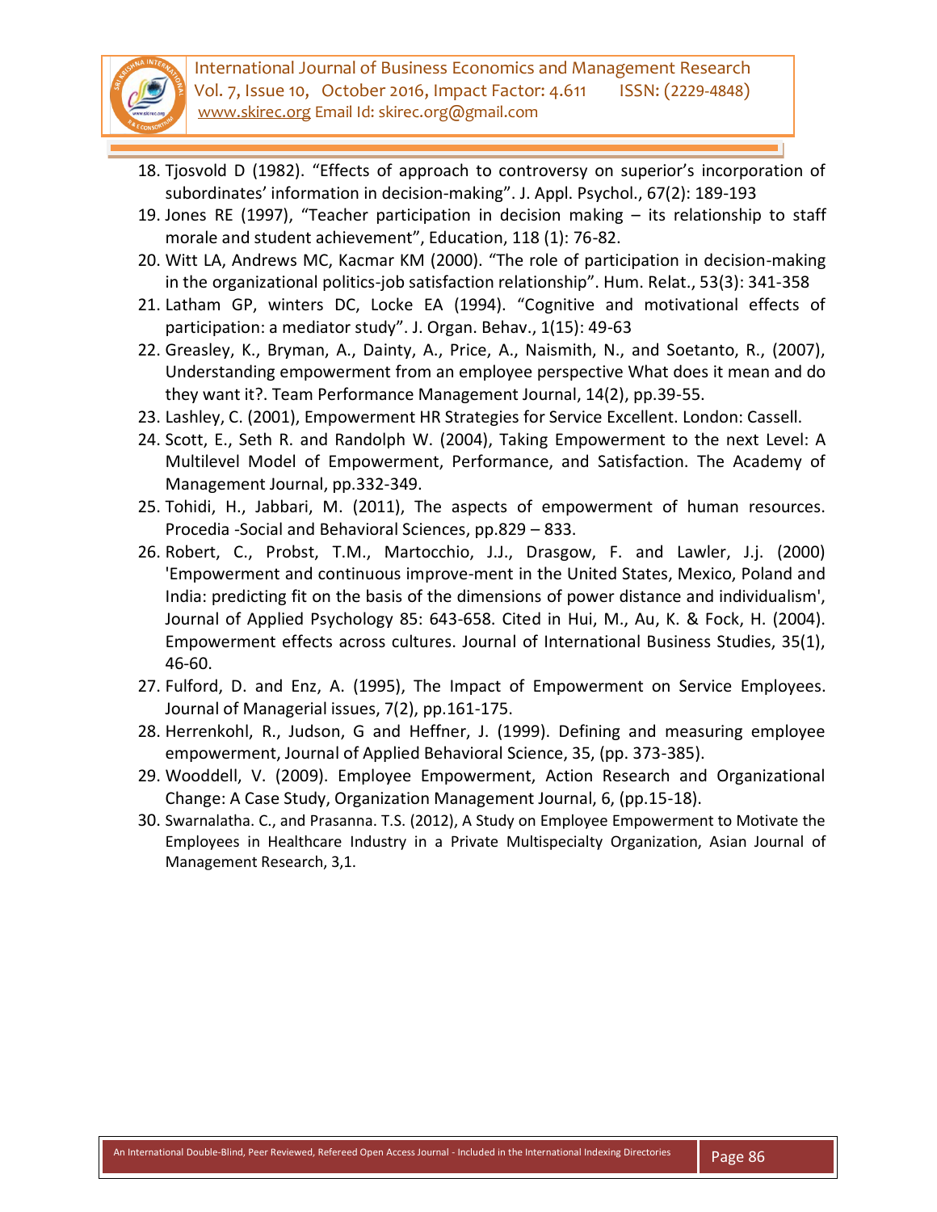18. Tjosvold D (1982). “Effects of approach to controversy on superior’s incorporation of subordinates’ information in decision-making”. J. Appl. Psychol., 67(2): 189-193
19. Jones RE (1997), “Teacher participation in decision making – its relationship to staff morale and student achievement”, Education, 118 (1): 76-82.
20. Witt LA, Andrews MC, Kacmar KM (2000). “The role of participation in decision-making in the organizational politics-job satisfaction relationship”. Hum. Relat., 53(3): 341-358
21. Latham GP, winters DC, Locke EA (1994). “Cognitive and motivational effects of participation: a mediator study”. J. Organ. Behav., 1(15): 49-63
22. Greasley, K., Bryman, A., Dainty, A., Price, A., Naismith, N., and Soetanto, R., (2007), Understanding empowerment from an employee perspective What does it mean and do they want it?. Team Performance Management Journal, 14(2), pp.39-55.
23. Lashley, C. (2001), Empowerment HR Strategies for Service Excellent. London: Cassell.
24. Scott, E., Seth R. and Randolph W. (2004), Taking Empowerment to the next Level: A Multilevel Model of Empowerment, Performance, and Satisfaction. The Academy of Management Journal, pp.332-349.
25. Tohidi, H., Jabbari, M. (2011), The aspects of empowerment of human resources. Procedia -Social and Behavioral Sciences, pp.829 – 833.
26. Robert, C., Probst, T.M., Martocchio, J.J., Drasgow, F. and Lawler, J.j. (2000) 'Empowerment and continuous improve-ment in the United States, Mexico, Poland and India: predicting fit on the basis of the dimensions of power distance and individualism', Journal of Applied Psychology 85: 643-658. Cited in Hui, M., Au, K. & Fock, H. (2004). Empowerment effects across cultures. Journal of International Business Studies, 35(1), 46-60.
27. Fulford, D. and Enz, A. (1995), The Impact of Empowerment on Service Employees. Journal of Managerial issues, 7(2), pp.161-175.
28. Herrenkohl, R., Judson, G and Heffner, J. (1999). Defining and measuring employee empowerment, Journal of Applied Behavioral Science, 35, (pp. 373-385).
29. Wooddell, V. (2009). Employee Empowerment, Action Research and Organizational Change: A Case Study, Organization Management Journal, 6, (pp.15-18).
30. Swarnalatha. C., and Prasanna. T.S. (2012), A Study on Employee Empowerment to Motivate the Employees in Healthcare Industry in a Private Multispecialty Organization, Asian Journal of Management Research, 3,1.